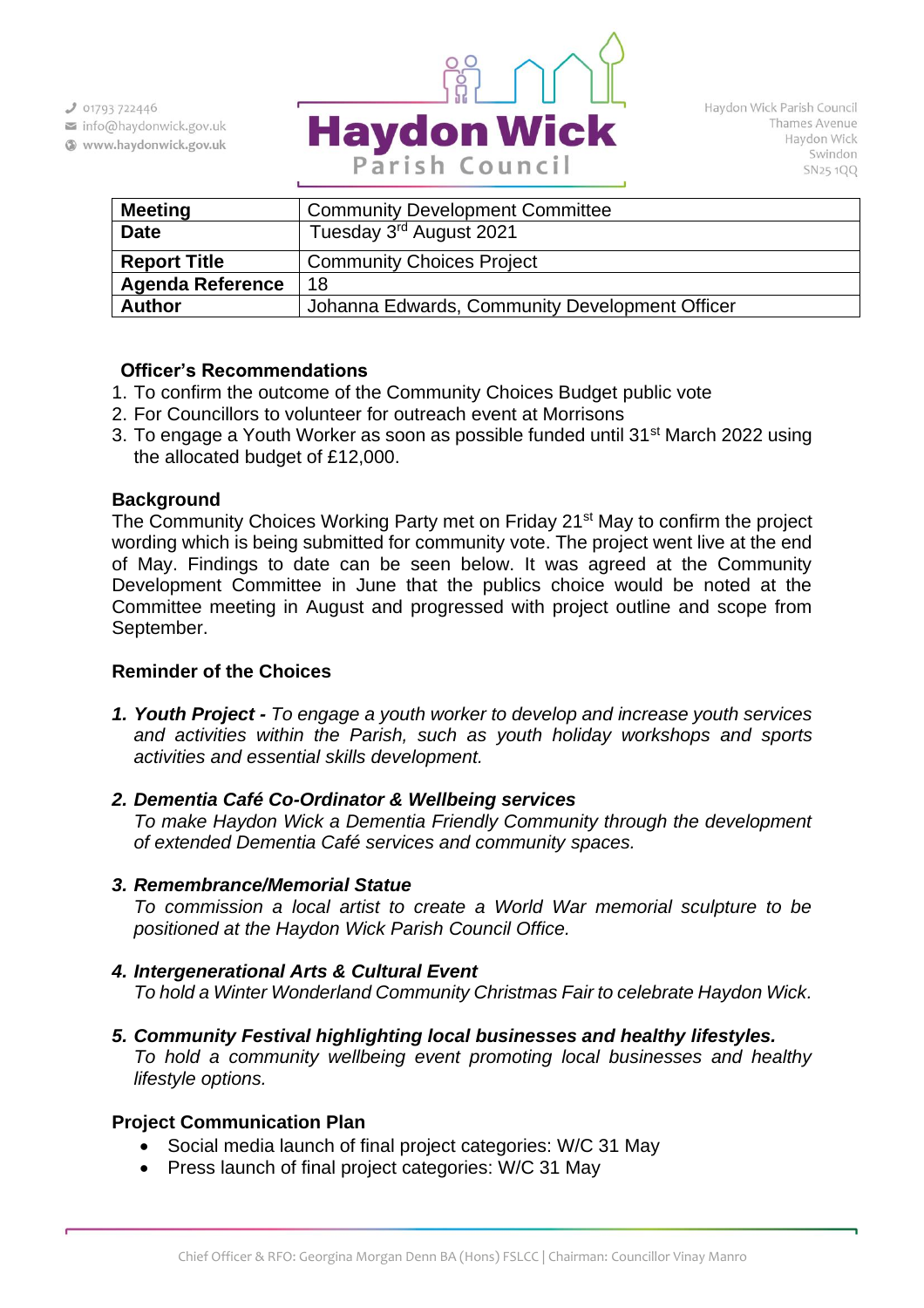01793 722446
info@haydonwick.gov.uk
www.haydonwick.gov.uk

Haydon Wick Parish Council
Thames Avenue
Haydon Wick
Swindon
SN25 1QQ

| | |
|---|---|
| **Meeting** | Community Development Committee |
| **Date** | Tuesday 3rd August 2021 |
| **Report Title** | Community Choices Project |
| **Agenda Reference** | 18 |
| **Author** | Johanna Edwards, Community Development Officer |

**Officer's Recommendations**

1. To confirm the outcome of the Community Choices Budget public vote
2. For Councillors to volunteer for outreach event at Morrisons
3. To engage a Youth Worker as soon as possible funded until 31st March 2022 using the allocated budget of £12,000.

**Background**

The Community Choices Working Party met on Friday 21st May to confirm the project wording which is being submitted for community vote. The project went live at the end of May. Findings to date can be seen below. It was agreed at the Community Development Committee in June that the publics choice would be noted at the Committee meeting in August and progressed with project outline and scope from September.

**Reminder of the Choices**

1. ***Youth Project -*** *To engage a youth worker to develop and increase youth services and activities within the Parish, such as youth holiday workshops and sports activities and essential skills development.*

2. ***Dementia Café Co-Ordinator & Wellbeing services***
   *To make Haydon Wick a Dementia Friendly Community through the development of extended Dementia Café services and community spaces.*

3. ***Remembrance/Memorial Statue***
   *To commission a local artist to create a World War memorial sculpture to be positioned at the Haydon Wick Parish Council Office.*

4. ***Intergenerational Arts & Cultural Event***
   *To hold a Winter Wonderland Community Christmas Fair to celebrate Haydon Wick.*

5. ***Community Festival highlighting local businesses and healthy lifestyles.***
   *To hold a community wellbeing event promoting local businesses and healthy lifestyle options.*

**Project Communication Plan**

- Social media launch of final project categories: W/C 31 May
- Press launch of final project categories: W/C 31 May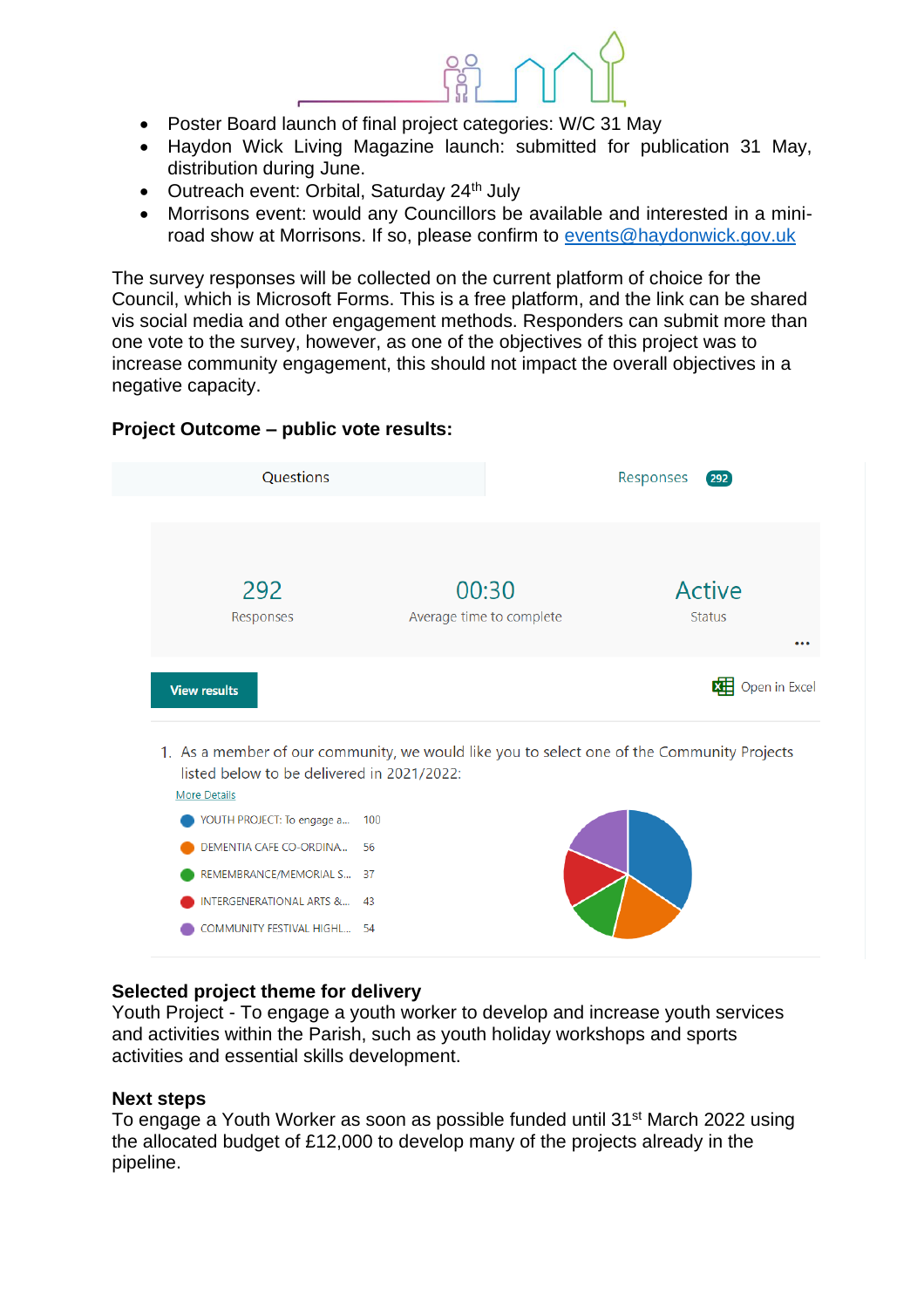- Poster Board launch of final project categories: W/C 31 May
- Haydon Wick Living Magazine launch: submitted for publication 31 May, distribution during June.
- Outreach event: Orbital, Saturday 24th July
- Morrisons event: would any Councillors be available and interested in a mini-road show at Morrisons. If so, please confirm to events@haydonwick.gov.uk

The survey responses will be collected on the current platform of choice for the Council, which is Microsoft Forms. This is a free platform, and the link can be shared vis social media and other engagement methods. Responders can submit more than one vote to the survey, however, as one of the objectives of this project was to increase community engagement, this should not impact the overall objectives in a negative capacity.

**Project Outcome – public vote results:**

Questions

Responses 292

292
Responses

00:30
Average time to complete

Active
Status

View results

Open in Excel

1. As a member of our community, we would like you to select one of the Community Projects listed below to be delivered in 2021/2022:

More Details

YOUTH PROJECT: To engage a... 100

DEMENTIA CAFE CO-ORDINA... 56

REMEMBRANCE/MEMORIAL S... 37

INTERGENERATIONAL ARTS &... 43

COMMUNITY FESTIVAL HIGHL... 54

**Selected project theme for delivery**
Youth Project - To engage a youth worker to develop and increase youth services and activities within the Parish, such as youth holiday workshops and sports activities and essential skills development.

**Next steps**
To engage a Youth Worker as soon as possible funded until 31st March 2022 using the allocated budget of £12,000 to develop many of the projects already in the pipeline.